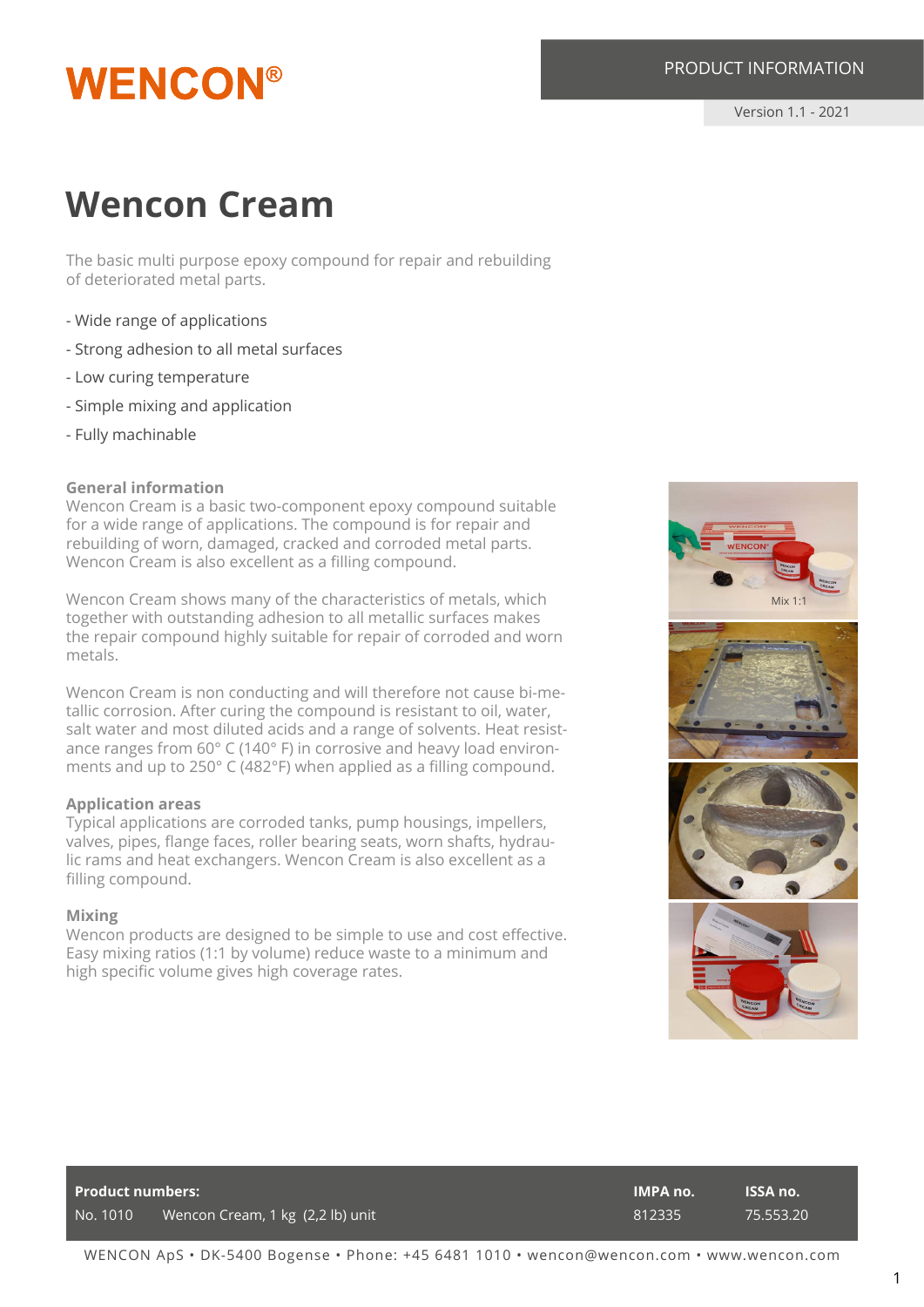WENCON®

PRODUCT INFORMATION

Version 1.1 - 2021

# Wencon Cream

The basic multi purpose epoxy compound for repair and rebuilding of deteriorated metal parts.

- Wide range of applications
- Strong adhesion to all metal surfaces
- Low curing temperature
- Simple mixing and application
- Fully machinable

### General information

Wencon Cream is a basic two-component epoxy compound suitable for a wide range of applications. The compound is for repair and rebuilding of worn, damaged, cracked and corroded metal parts. Wencon Cream is also excellent as a filling compound.

Wencon Cream shows many of the characteristics of metals, which together with outstanding adhesion to all metallic surfaces makes the repair compound highly suitable for repair of corroded and worn metals.

Wencon Cream is non conducting and will therefore not cause bi-metallic corrosion. After curing the compound is resistant to oil, water, salt water and most diluted acids and a range of solvents. Heat resistance ranges from 60° C (140° F) in corrosive and heavy load environments and up to 250° C (482°F) when applied as a filling compound.

### Application areas

Typical applications are corroded tanks, pump housings, impellers, valves, pipes, flange faces, roller bearing seats, worn shafts, hydraulic rams and heat exchangers. Wencon Cream is also excellent as a filling compound.

### Mixing

Wencon products are designed to be simple to use and cost effective. Easy mixing ratios (1:1 by volume) reduce waste to a minimum and high specific volume gives high coverage rates.

Mix 1:1

| Product numbers: | | IMPA no. | ISSA no. |
|---|---|---|---|
| No. 1010 | Wencon Cream, 1 kg (2,2 lb) unit | 812335 | 75.553.20 |

WENCON ApS • DK-5400 Bogense • Phone: +45 6481 1010 • wencon@wencon.com • www.wencon.com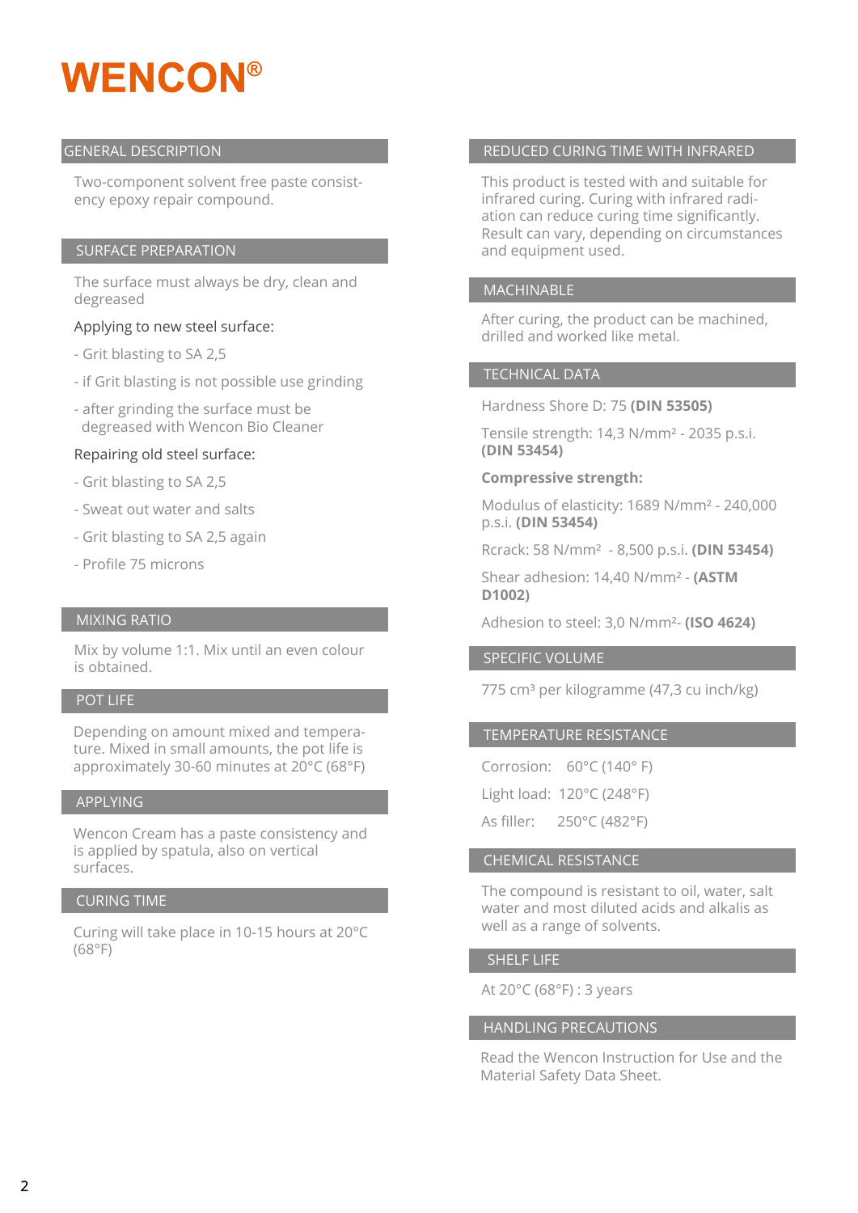# WENCON®

## GENERAL DESCRIPTION

Two-component solvent free paste consistency epoxy repair compound.

## SURFACE PREPARATION

The surface must always be dry, clean and degreased

Applying to new steel surface:

- Grit blasting to SA 2,5
- if Grit blasting is not possible use grinding
- after grinding the surface must be degreased with Wencon Bio Cleaner

Repairing old steel surface:

- Grit blasting to SA 2,5
- Sweat out water and salts
- Grit blasting to SA 2,5 again
- Profile 75 microns

## MIXING RATIO

Mix by volume 1:1. Mix until an even colour is obtained.

## POT LIFE

Depending on amount mixed and temperature. Mixed in small amounts, the pot life is approximately 30-60 minutes at 20°C (68°F)

## APPLYING

Wencon Cream has a paste consistency and is applied by spatula, also on vertical surfaces.

## CURING TIME

Curing will take place in 10-15 hours at 20°C (68°F)

## REDUCED CURING TIME WITH INFRARED

This product is tested with and suitable for infrared curing. Curing with infrared radiation can reduce curing time significantly. Result can vary, depending on circumstances and equipment used.

## MACHINABLE

After curing, the product can be machined, drilled and worked like metal.

## TECHNICAL DATA

Hardness Shore D: 75 **(DIN 53505)**

Tensile strength: 14,3 N/mm² - 2035 p.s.i. **(DIN 53454)**

**Compressive strength:**

Modulus of elasticity: 1689 N/mm² - 240,000 p.s.i. **(DIN 53454)**

Rcrack: 58 N/mm² - 8,500 p.s.i. **(DIN 53454)**

Shear adhesion: 14,40 N/mm² - **(ASTM D1002)**

Adhesion to steel: 3,0 N/mm²- **(ISO 4624)**

## SPECIFIC VOLUME

775 cm³ per kilogramme (47,3 cu inch/kg)

## TEMPERATURE RESISTANCE

Corrosion: 60°C (140° F)

Light load: 120°C (248°F)

As filler: 250°C (482°F)

## CHEMICAL RESISTANCE

The compound is resistant to oil, water, salt water and most diluted acids and alkalis as well as a range of solvents.

## SHELF LIFE

At 20°C (68°F) : 3 years

## HANDLING PRECAUTIONS

Read the Wencon Instruction for Use and the Material Safety Data Sheet.